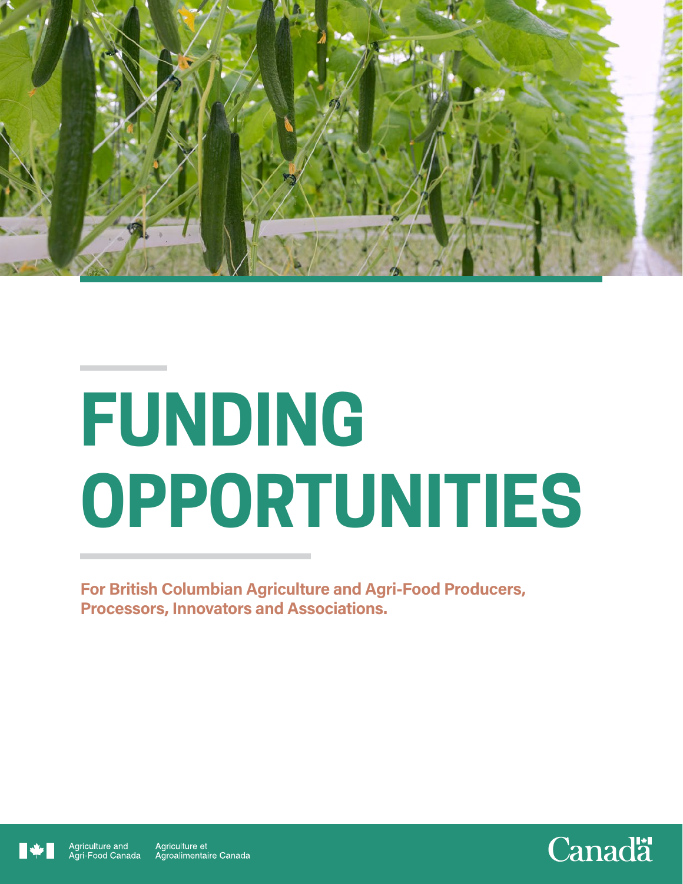# FUNDING OPPORTUNITIES

**For British Columbian Agriculture and Agri-Food Producers, Processors, Innovators and Associations.**

Agriculture and Agri-Food Canada | Agriculture et Agroalimentaire Canada

Canada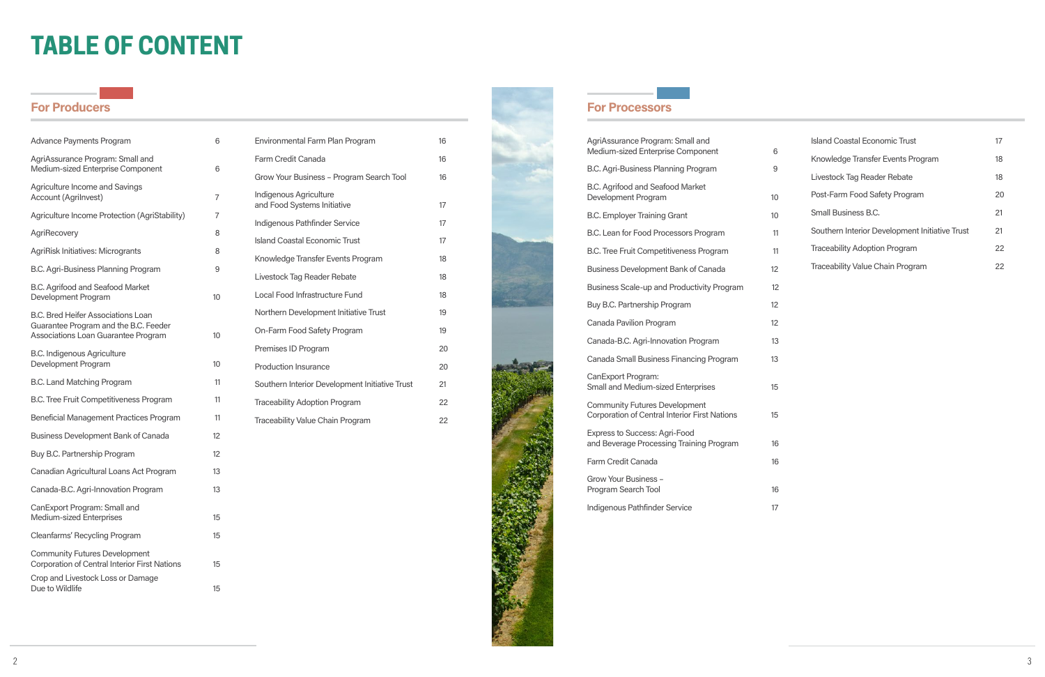# TABLE OF CONTENT

## For Producers

| Program | Page |
|---|---|
| Advance Payments Program | 6 |
| AgriAssurance Program: Small and Medium-sized Enterprise Component | 6 |
| Agriculture Income and Savings Account (AgriInvest) | 7 |
| Agriculture Income Protection (AgriStability) | 7 |
| AgriRecovery | 8 |
| AgriRisk Initiatives: Microgrants | 8 |
| B.C. Agri-Business Planning Program | 9 |
| B.C. Agrifood and Seafood Market Development Program | 10 |
| B.C. Bred Heifer Associations Loan Guarantee Program and the B.C. Feeder Associations Loan Guarantee Program | 10 |
| B.C. Indigenous Agriculture Development Program | 10 |
| B.C. Land Matching Program | 11 |
| B.C. Tree Fruit Competitiveness Program | 11 |
| Beneficial Management Practices Program | 11 |
| Business Development Bank of Canada | 12 |
| Buy B.C. Partnership Program | 12 |
| Canadian Agricultural Loans Act Program | 13 |
| Canada-B.C. Agri-Innovation Program | 13 |
| CanExport Program: Small and Medium-sized Enterprises | 15 |
| Cleanfarms' Recycling Program | 15 |
| Community Futures Development Corporation of Central Interior First Nations | 15 |
| Crop and Livestock Loss or Damage Due to Wildlife | 15 |
| Environmental Farm Plan Program | 16 |
| Farm Credit Canada | 16 |
| Grow Your Business – Program Search Tool | 16 |
| Indigenous Agriculture and Food Systems Initiative | 17 |
| Indigenous Pathfinder Service | 17 |
| Island Coastal Economic Trust | 17 |
| Knowledge Transfer Events Program | 18 |
| Livestock Tag Reader Rebate | 18 |
| Local Food Infrastructure Fund | 18 |
| Northern Development Initiative Trust | 19 |
| On-Farm Food Safety Program | 19 |
| Premises ID Program | 20 |
| Production Insurance | 20 |
| Southern Interior Development Initiative Trust | 21 |
| Traceability Adoption Program | 22 |
| Traceability Value Chain Program | 22 |

## For Processors

| Program | Page |
|---|---|
| AgriAssurance Program: Small and Medium-sized Enterprise Component | 6 |
| B.C. Agri-Business Planning Program | 9 |
| B.C. Agrifood and Seafood Market Development Program | 10 |
| B.C. Employer Training Grant | 10 |
| B.C. Lean for Food Processors Program | 11 |
| B.C. Tree Fruit Competitiveness Program | 11 |
| Business Development Bank of Canada | 12 |
| Business Scale-up and Productivity Program | 12 |
| Buy B.C. Partnership Program | 12 |
| Canada Pavilion Program | 12 |
| Canada-B.C. Agri-Innovation Program | 13 |
| Canada Small Business Financing Program | 13 |
| CanExport Program: Small and Medium-sized Enterprises | 15 |
| Community Futures Development Corporation of Central Interior First Nations | 15 |
| Express to Success: Agri-Food and Beverage Processing Training Program | 16 |
| Farm Credit Canada | 16 |
| Grow Your Business – Program Search Tool | 16 |
| Indigenous Pathfinder Service | 17 |
| Island Coastal Economic Trust | 17 |
| Knowledge Transfer Events Program | 18 |
| Livestock Tag Reader Rebate | 18 |
| Post-Farm Food Safety Program | 20 |
| Small Business B.C. | 21 |
| Southern Interior Development Initiative Trust | 21 |
| Traceability Adoption Program | 22 |
| Traceability Value Chain Program | 22 |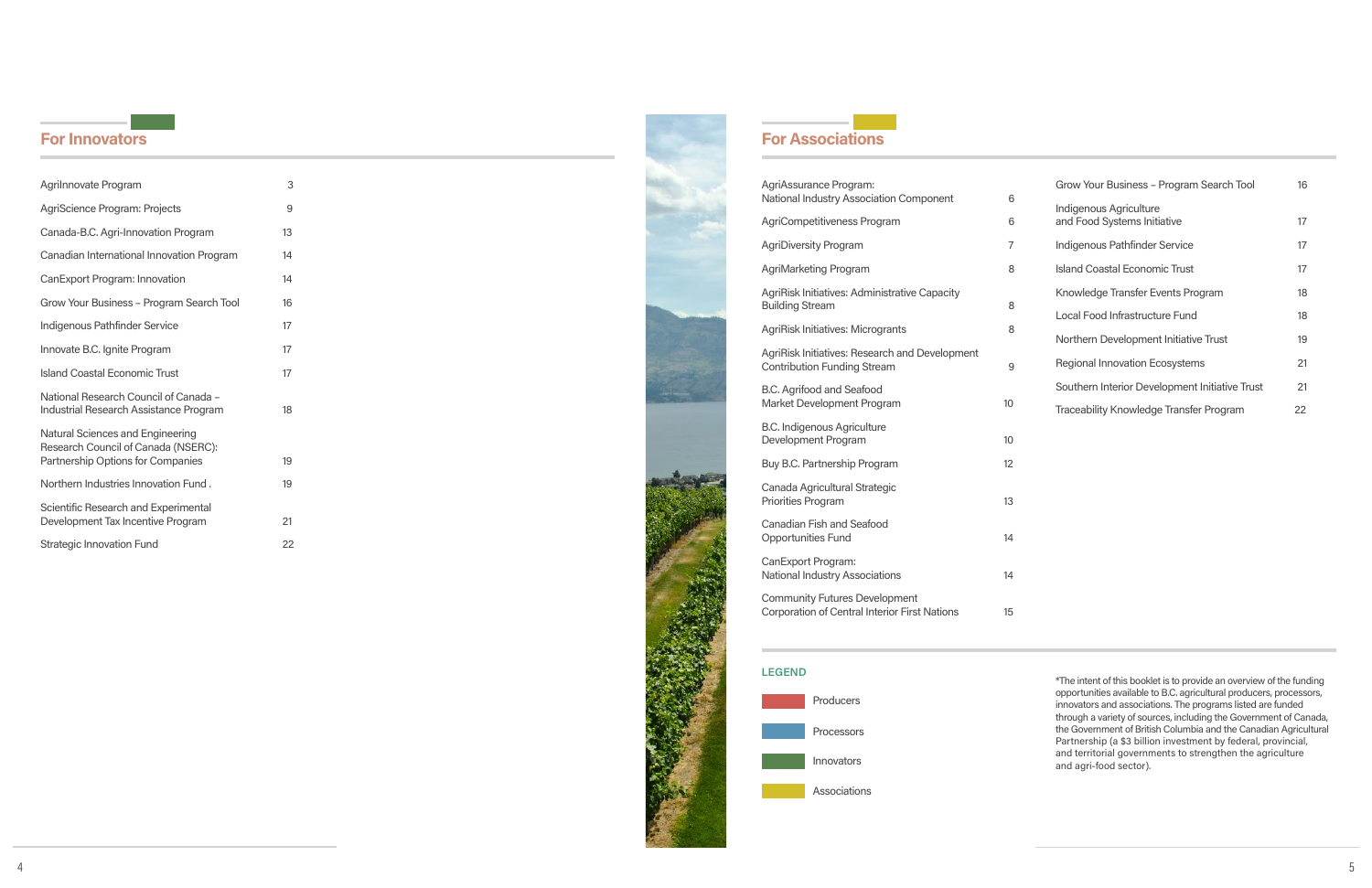## For Innovators

| Program | Page |
|---|---|
| AgriInnovate Program | 3 |
| AgriScience Program: Projects | 9 |
| Canada-B.C. Agri-Innovation Program | 13 |
| Canadian International Innovation Program | 14 |
| CanExport Program: Innovation | 14 |
| Grow Your Business – Program Search Tool | 16 |
| Indigenous Pathfinder Service | 17 |
| Innovate B.C. Ignite Program | 17 |
| Island Coastal Economic Trust | 17 |
| National Research Council of Canada – Industrial Research Assistance Program | 18 |
| Natural Sciences and Engineering Research Council of Canada (NSERC): Partnership Options for Companies | 19 |
| Northern Industries Innovation Fund . | 19 |
| Scientific Research and Experimental Development Tax Incentive Program | 21 |
| Strategic Innovation Fund | 22 |

## For Associations

| Program | Page |
|---|---|
| AgriAssurance Program: National Industry Association Component | 6 |
| AgriCompetitiveness Program | 6 |
| AgriDiversity Program | 7 |
| AgriMarketing Program | 8 |
| AgriRisk Initiatives: Administrative Capacity Building Stream | 8 |
| AgriRisk Initiatives: Microgrants | 8 |
| AgriRisk Initiatives: Research and Development Contribution Funding Stream | 9 |
| B.C. Agrifood and Seafood Market Development Program | 10 |
| B.C. Indigenous Agriculture Development Program | 10 |
| Buy B.C. Partnership Program | 12 |
| Canada Agricultural Strategic Priorities Program | 13 |
| Canadian Fish and Seafood Opportunities Fund | 14 |
| CanExport Program: National Industry Associations | 14 |
| Community Futures Development Corporation of Central Interior First Nations | 15 |
| Grow Your Business – Program Search Tool | 16 |
| Indigenous Agriculture and Food Systems Initiative | 17 |
| Indigenous Pathfinder Service | 17 |
| Island Coastal Economic Trust | 17 |
| Knowledge Transfer Events Program | 18 |
| Local Food Infrastructure Fund | 18 |
| Northern Development Initiative Trust | 19 |
| Regional Innovation Ecosystems | 21 |
| Southern Interior Development Initiative Trust | 21 |
| Traceability Knowledge Transfer Program | 22 |

**LEGEND**

- Producers
- Processors
- Innovators
- Associations

*The intent of this booklet is to provide an overview of the funding opportunities available to B.C. agricultural producers, processors, innovators and associations. The programs listed are funded through a variety of sources, including the Government of Canada, the Government of British Columbia and the Canadian Agricultural Partnership (a $3 billion investment by federal, provincial, and territorial governments to strengthen the agriculture and agri-food sector).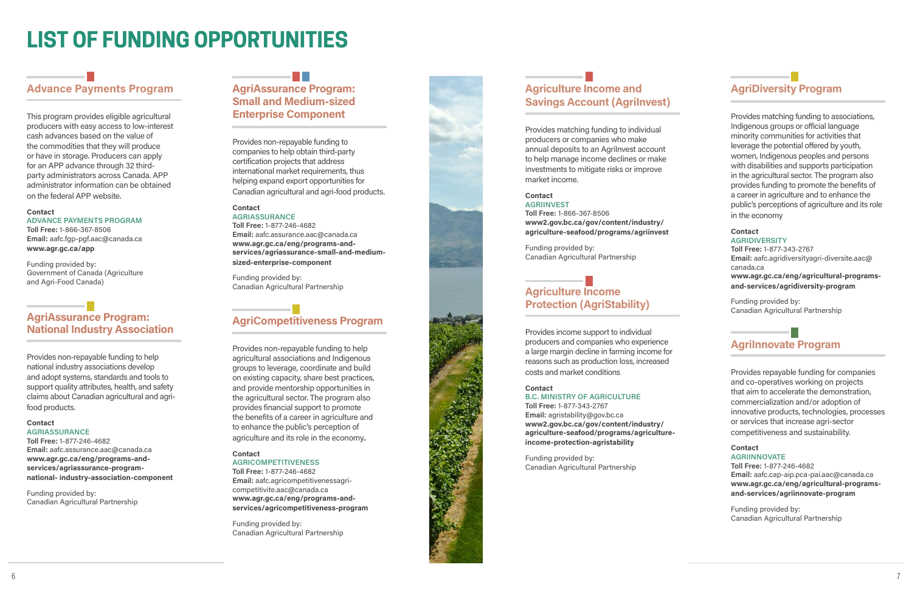# LIST OF FUNDING OPPORTUNITIES

## Advance Payments Program

This program provides eligible agricultural producers with easy access to low-interest cash advances based on the value of the commodities that they will produce or have in storage. Producers can apply for an APP advance through 32 third-party administrators across Canada. APP administrator information can be obtained on the federal APP website.

**Contact**
ADVANCE PAYMENTS PROGRAM
**Toll Free:** 1-866-367-8506
**Email:** aafc.fgp-pgf.aac@canada.ca
**www.agr.gc.ca/app**

Funding provided by:
Government of Canada (Agriculture and Agri-Food Canada)

## AgriAssurance Program: National Industry Association

Provides non-repayable funding to help national industry associations develop and adopt systems, standards and tools to support quality attributes, health, and safety claims about Canadian agricultural and agri-food products.

**Contact**
AGRIASSURANCE
**Toll Free:** 1-877-246-4682
**Email:** aafc.assurance.aac@canada.ca
**www.agr.gc.ca/eng/programs-and-services/agriassurance-program-national- industry-association-component**

Funding provided by:
Canadian Agricultural Partnership

## AgriAssurance Program: Small and Medium-sized Enterprise Component

Provides non-repayable funding to companies to help obtain third-party certification projects that address international market requirements, thus helping expand export opportunities for Canadian agricultural and agri-food products.

**Contact**
AGRIASSURANCE
**Toll Free:** 1-877-246-4682
**Email:** aafc.assurance.aac@canada.ca
**www.agr.gc.ca/eng/programs-and-services/agriassurance-small-and-medium-sized-enterprise-component**

Funding provided by:
Canadian Agricultural Partnership

## AgriCompetitiveness Program

Provides non-repayable funding to help agricultural associations and Indigenous groups to leverage, coordinate and build on existing capacity, share best practices, and provide mentorship opportunities in the agricultural sector. The program also provides financial support to promote the benefits of a career in agriculture and to enhance the public's perception of agriculture and its role in the economy..

**Contact**
AGRICOMPETITIVENESS
**Toll Free:** 1-877-246-4682
**Email:** aafc.agricompetitivenessagri-competitivite.aac@canada.ca
**www.agr.gc.ca/eng/programs-and-services/agricompetitiveness-program**

Funding provided by:
Canadian Agricultural Partnership

## Agriculture Income and Savings Account (AgriInvest)

Provides matching funding to individual producers or companies who make annual deposits to an AgriInvest account to help manage income declines or make investments to mitigate risks or improve market income.

**Contact**
AGRIINVEST
**Toll Free:** 1-866-367-8506
**www2.gov.bc.ca/gov/content/industry/agriculture-seafood/programs/agriinvest**

Funding provided by:
Canadian Agricultural Partnership

## Agriculture Income Protection (AgriStability)

Provides income support to individual producers and companies who experience a large margin decline in farming income for reasons such as production loss, increased costs and market conditions

**Contact**
B.C. MINISTRY OF AGRICULTURE
**Toll Free:** 1-877-343-2767
**Email:** agristability@gov.bc.ca
**www2.gov.bc.ca/gov/content/industry/agriculture-seafood/programs/agriculture-income-protection-agristability**

Funding provided by:
Canadian Agricultural Partnership

## AgriDiversity Program

Provides matching funding to associations, Indigenous groups or official language minority communities for activities that leverage the potential offered by youth, women, Indigenous peoples and persons with disabilities and supports participation in the agricultural sector. The program also provides funding to promote the benefits of a career in agriculture and to enhance the public's perceptions of agriculture and its role in the economy

**Contact**
AGRIDIVERSITY
**Toll Free:** 1-877-343-2767
**Email:** aafc.agridiversityagri-diversite.aac@canada.ca
**www.agr.gc.ca/eng/agricultural-programs-and-services/agridiversity-program**

Funding provided by:
Canadian Agricultural Partnership

## AgriInnovate Program

Provides repayable funding for companies and co-operatives working on projects that aim to accelerate the demonstration, commercialization and/or adoption of innovative products, technologies, processes or services that increase agri-sector competitiveness and sustainability.

**Contact**
AGRIINNOVATE
**Toll Free:** 1-877-246-4682
**Email:** aafc.cap-aip.pca-pai.aac@canada.ca
**www.agr.gc.ca/eng/agricultural-programs-and-services/agriinnovate-program**

Funding provided by:
Canadian Agricultural Partnership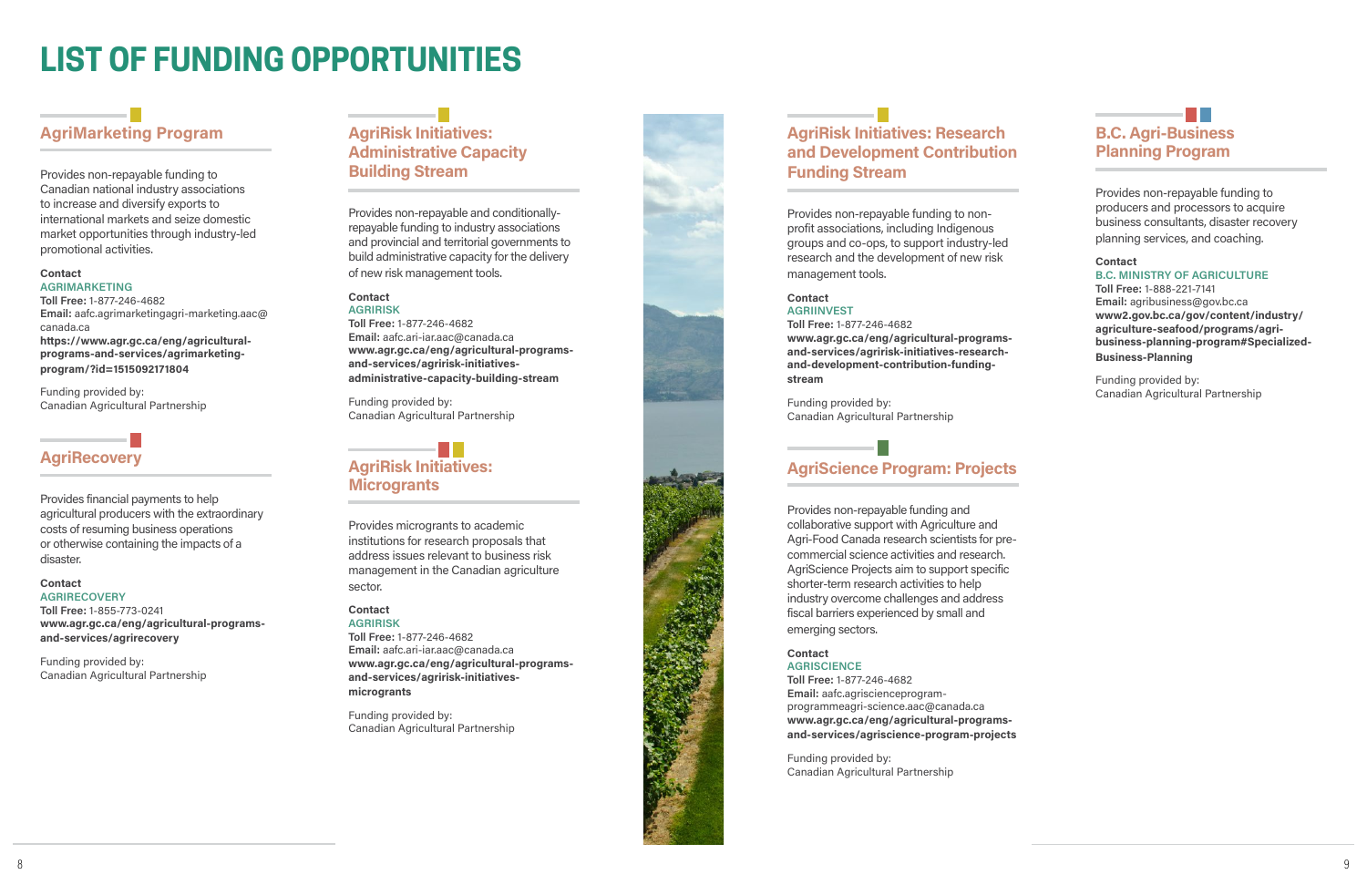# LIST OF FUNDING OPPORTUNITIES

## AgriMarketing Program

Provides non-repayable funding to Canadian national industry associations to increase and diversify exports to international markets and seize domestic market opportunities through industry-led promotional activities.

**Contact**
AGRIMARKETING
**Toll Free:** 1-877-246-4682
**Email:** aafc.agrimarketingagri-marketing.aac@canada.ca
**https://www.agr.gc.ca/eng/agricultural-programs-and-services/agrimarketing-program/?id=1515092171804**

Funding provided by:
Canadian Agricultural Partnership

## AgriRecovery

Provides financial payments to help agricultural producers with the extraordinary costs of resuming business operations or otherwise containing the impacts of a disaster.

**Contact**
AGRIRECOVERY
**Toll Free:** 1-855-773-0241
**www.agr.gc.ca/eng/agricultural-programs-and-services/agrirecovery**

Funding provided by:
Canadian Agricultural Partnership

## AgriRisk Initiatives: Administrative Capacity Building Stream

Provides non-repayable and conditionally-repayable funding to industry associations and provincial and territorial governments to build administrative capacity for the delivery of new risk management tools.

**Contact**
AGRIRISK
**Toll Free:** 1-877-246-4682
**Email:** aafc.ari-iar.aac@canada.ca
**www.agr.gc.ca/eng/agricultural-programs-and-services/agririsk-initiatives-administrative-capacity-building-stream**

Funding provided by:
Canadian Agricultural Partnership

## AgriRisk Initiatives: Micrograms

Provides micrograms to academic institutions for research proposals that address issues relevant to business risk management in the Canadian agriculture sector.

**Contact**
AGRIRISK
**Toll Free:** 1-877-246-4682
**Email:** aafc.ari-iar.aac@canada.ca
**www.agr.gc.ca/eng/agricultural-programs-and-services/agririsk-initiatives-micrograms**

Funding provided by:
Canadian Agricultural Partnership

## AgriRisk Initiatives: Research and Development Contribution Funding Stream

Provides non-repayable funding to non-profit associations, including Indigenous groups and co-ops, to support industry-led research and the development of new risk management tools.

**Contact**
AGRIINVEST
**Toll Free:** 1-877-246-4682
**www.agr.gc.ca/eng/agricultural-programs-and-services/agririsk-initiatives-research-and-development-contribution-funding-stream**

Funding provided by:
Canadian Agricultural Partnership

## AgriScience Program: Projects

Provides non-repayable funding and collaborative support with Agriculture and Agri-Food Canada research scientists for pre-commercial science activities and research. AgriScience Projects aim to support specific shorter-term research activities to help industry overcome challenges and address fiscal barriers experienced by small and emerging sectors.

**Contact**
AGRISCIENCE
**Toll Free:** 1-877-246-4682
**Email:** aafc.agrisciencepro­gram-programmeagri-science.aac@canada.ca
**www.agr.gc.ca/eng/agricultural-programs-and-services/agriscience-program-projects**

Funding provided by:
Canadian Agricultural Partnership

## B.C. Agri-Business Planning Program

Provides non-repayable funding to producers and processors to acquire business consultants, disaster recovery planning services, and coaching.

**Contact**
B.C. MINISTRY OF AGRICULTURE
**Toll Free:** 1-888-221-7141
**Email:** agribusiness@gov.bc.ca
**www2.gov.bc.ca/gov/content/industry/agriculture-seafood/programs/agri-business-planning-program#Specialized-Business-Planning**

Funding provided by:
Canadian Agricultural Partnership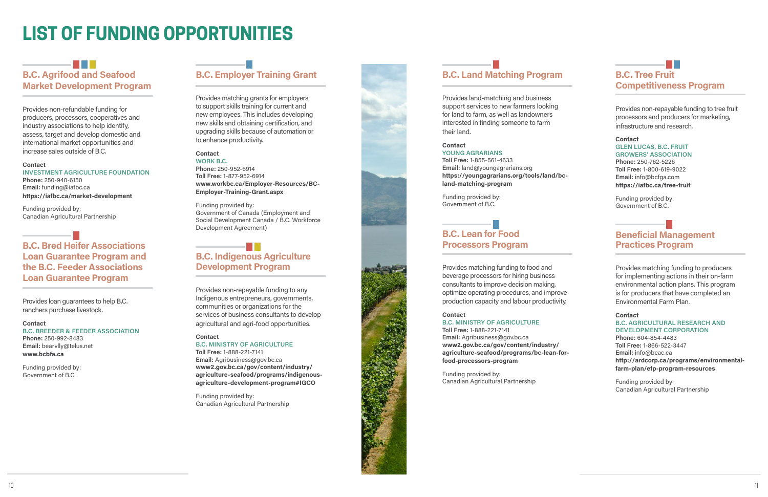# LIST OF FUNDING OPPORTUNITIES

## B.C. Agrifood and Seafood Market Development Program

Provides non-refundable funding for producers, processors, cooperatives and industry associations to help identify, assess, target and develop domestic and international market opportunities and increase sales outside of B.C.

**Contact**
INVESTMENT AGRICULTURE FOUNDATION
**Phone:** 250-940-6150
**Email:** funding@iafbc.ca
**https://iafbc.ca/market-development**

Funding provided by:
Canadian Agricultural Partnership

## B.C. Bred Heifer Associations Loan Guarantee Program and the B.C. Feeder Associations Loan Guarantee Program

Provides loan guarantees to help B.C. ranchers purchase livestock.

**Contact**
B.C. BREEDER & FEEDER ASSOCIATION
**Phone:** 250-992-8483
**Email:** bearvlly@telus.net
**www.bcbfa.ca**

Funding provided by:
Government of B.C

## B.C. Employer Training Grant

Provides matching grants for employers to support skills training for current and new employees. This includes developing new skills and obtaining certification, and upgrading skills because of automation or to enhance productivity.

**Contact**
WORK B.C.
**Phone:** 250-952-6914
**Toll Free:** 1-877-952-6914
**www.workbc.ca/Employer-Resources/BC-Employer-Training-Grant.aspx**

Funding provided by:
Government of Canada (Employment and Social Development Canada / B.C. Workforce Development Agreement)

## B.C. Indigenous Agriculture Development Program

Provides non-repayable funding to any Indigenous entrepreneurs, governments, communities or organizations for the services of business consultants to develop agricultural and agri-food opportunities.

**Contact**
B.C. MINISTRY OF AGRICULTURE
**Toll Free:** 1-888-221-7141
**Email:** Agribusiness@gov.bc.ca
**www2.gov.bc.ca/gov/content/industry/agriculture-seafood/programs/indigenous-agriculture-development-program#IGCO**

Funding provided by:
Canadian Agricultural Partnership

## B.C. Land Matching Program

Provides land-matching and business support services to new farmers looking for land to farm, as well as landowners interested in finding someone to farm their land.

**Contact**
YOUNG AGRARIANS
**Toll Free:** 1-855-561-4633
**Email:** land@youngagrarians.org
**https://youngagrarians.org/tools/land/bc-land-matching-program**

Funding provided by:
Government of B.C.

## B.C. Lean for Food Processors Program

Provides matching funding to food and beverage processors for hiring business consultants to improve decision making, optimize operating procedures, and improve production capacity and labour productivity.

**Contact**
B.C. MINISTRY OF AGRICULTURE
**Toll Free:** 1-888-221-7141
**Email:** Agribusiness@gov.bc.ca
**www2.gov.bc.ca/gov/content/industry/agriculture-seafood/programs/bc-lean-for-food-processors-program**

Funding provided by:
Canadian Agricultural Partnership

## B.C. Tree Fruit Competitiveness Program

Provides non-repayable funding to tree fruit processors and producers for marketing, infrastructure and research.

**Contact**
GLEN LUCAS, B.C. FRUIT GROWERS' ASSOCIATION
**Phone:** 250-762-5226
**Toll Free:** 1-800-619-9022
**Email:** info@bcfga.com
**https://iafbc.ca/tree-fruit**

Funding provided by:
Government of B.C.

## Beneficial Management Practices Program

Provides matching funding to producers for implementing actions in their on-farm environmental action plans. This program is for producers that have completed an Environmental Farm Plan.

**Contact**
B.C. AGRICULTURAL RESEARCH AND DEVELOPMENT CORPORATION
**Phone:** 604-854-4483
**Toll Free:** 1-866-522-3447
**Email:** info@bcac.ca
**http://ardcorp.ca/programs/environmental-farm-plan/efp-program-resources**

Funding provided by:
Canadian Agricultural Partnership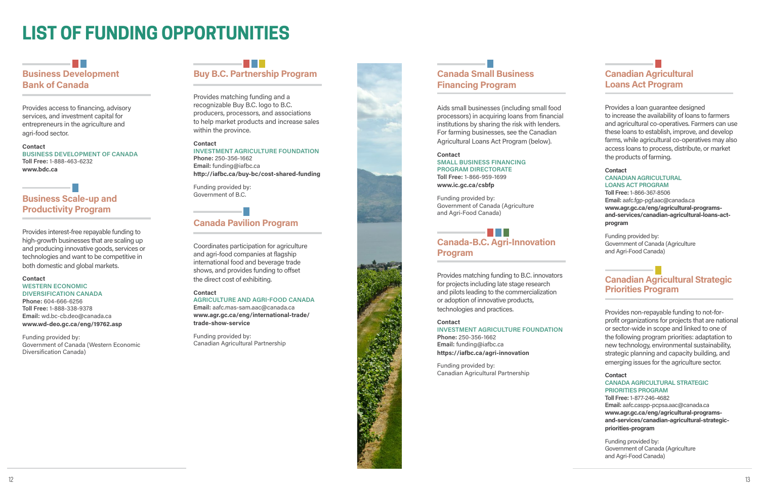# LIST OF FUNDING OPPORTUNITIES

## Business Development Bank of Canada

Provides access to financing, advisory services, and investment capital for entrepreneurs in the agriculture and agri-food sector.

**Contact**
BUSINESS DEVELOPMENT OF CANADA
**Toll Free:** 1-888-463-6232
**www.bdc.ca**

## Business Scale-up and Productivity Program

Provides interest-free repayable funding to high-growth businesses that are scaling up and producing innovative goods, services or technologies and want to be competitive in both domestic and global markets.

**Contact**
WESTERN ECONOMIC DIVERSIFICATION CANADA
**Phone:** 604-666-6256
**Toll Free:** 1-888-338-9378
**Email:** wd.bc-cb.deo@canada.ca
**www.wd-deo.gc.ca/eng/19762.asp**

Funding provided by:
Government of Canada (Western Economic Diversification Canada)

## Buy B.C. Partnership Program

Provides matching funding and a recognizable Buy B.C. logo to B.C. producers, processors, and associations to help market products and increase sales within the province.

**Contact**
INVESTMENT AGRICULTURE FOUNDATION
**Phone:** 250-356-1662
**Email:** funding@iafbc.ca
**http://iafbc.ca/buy-bc/cost-shared-funding**

Funding provided by:
Government of B.C.

## Canada Pavilion Program

Coordinates participation for agriculture and agri-food companies at flagship international food and beverage trade shows, and provides funding to offset the direct cost of exhibiting.

**Contact**
AGRICULTURE AND AGRI-FOOD CANADA
**Email:** aafc.mas-sam.aac@canada.ca
**www.agr.gc.ca/eng/international-trade/trade-show-service**

Funding provided by:
Canadian Agricultural Partnership

## Canada Small Business Financing Program

Aids small businesses (including small food processors) in acquiring loans from financial institutions by sharing the risk with lenders. For farming businesses, see the Canadian Agricultural Loans Act Program (below).

**Contact**
SMALL BUSINESS FINANCING PROGRAM DIRECTORATE
**Toll Free:** 1-866-959-1699
**www.ic.gc.ca/csbfp**

Funding provided by:
Government of Canada (Agriculture and Agri-Food Canada)

## Canada-B.C. Agri-Innovation Program

Provides matching funding to B.C. innovators for projects including late stage research and pilots leading to the commercialization or adoption of innovative products, technologies and practices.

**Contact**
INVESTMENT AGRICULTURE FOUNDATION
**Phone:** 250-356-1662
**Email:** funding@iafbc.ca
**https://iafbc.ca/agri-innovation**

Funding provided by:
Canadian Agricultural Partnership

## Canadian Agricultural Loans Act Program

Provides a loan guarantee designed to increase the availability of loans to farmers and agricultural co-operatives. Farmers can use these loans to establish, improve, and develop farms, while agricultural co-operatives may also access loans to process, distribute, or market the products of farming.

**Contact**
CANADIAN AGRICULTURAL LOANS ACT PROGRAM
**Toll Free:** 1-866-367-8506
**Email:** aafc.fgp-pgf.aac@canada.ca
**www.agr.gc.ca/eng/agricultural-programs-and-services/canadian-agricultural-loans-act-program**

Funding provided by:
Government of Canada (Agriculture and Agri-Food Canada)

## Canadian Agricultural Strategic Priorities Program

Provides non-repayable funding to not-for-profit organizations for projects that are national or sector-wide in scope and linked to one of the following program priorities: adaptation to new technology, environmental sustainability, strategic planning and capacity building, and emerging issues for the agriculture sector.

**Contact**
CANADA AGRICULTURAL STRATEGIC PRIORITIES PROGRAM
**Toll Free:** 1-877-246-4682
**Email:** aafc.caspp-pcpsa.aac@canada.ca
**www.agr.gc.ca/eng/agricultural-programs-and-services/canadian-agricultural-strategic-priorities-program**

Funding provided by:
Government of Canada (Agriculture and Agri-Food Canada)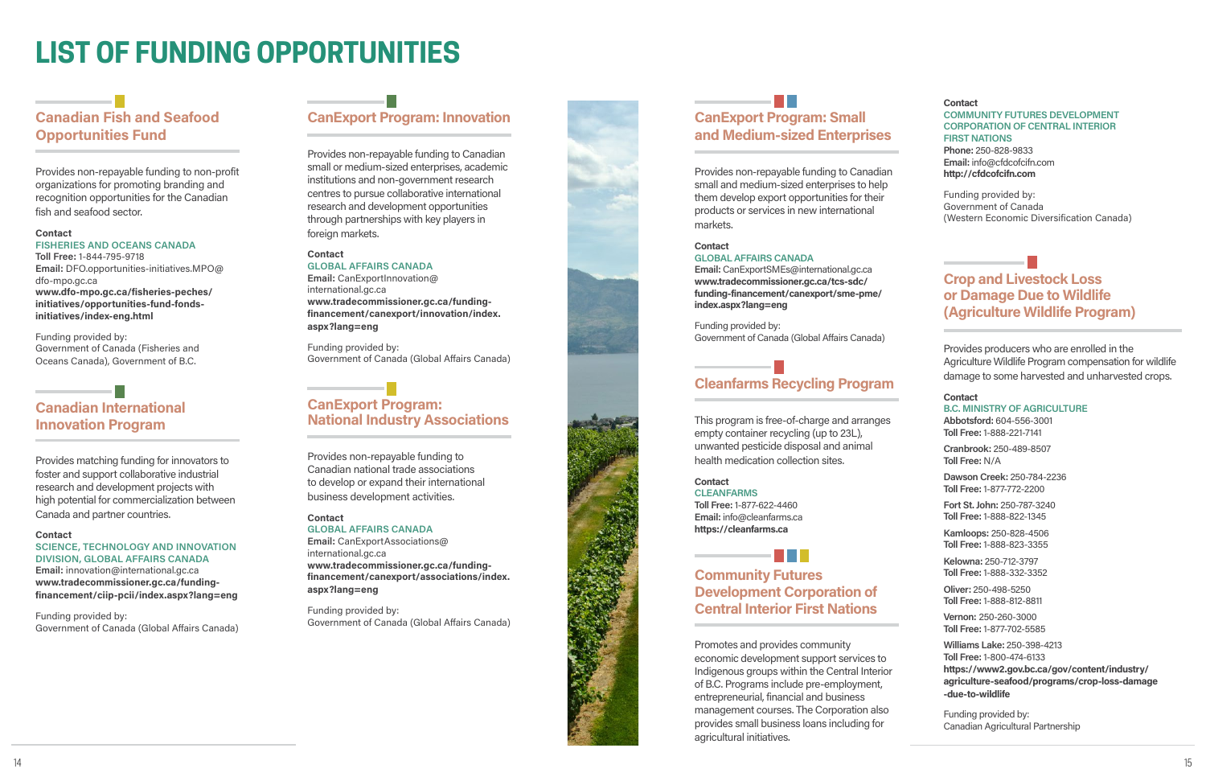# LIST OF FUNDING OPPORTUNITIES

## Canadian Fish and Seafood Opportunities Fund

Provides non-repayable funding to non-profit organizations for promoting branding and recognition opportunities for the Canadian fish and seafood sector.

**Contact**
FISHERIES AND OCEANS CANADA
**Toll Free:** 1-844-795-9718
**Email:** DFO.opportunities-initiatives.MPO@dfo-mpo.gc.ca
**www.dfo-mpo.gc.ca/fisheries-peches/initiatives/opportunities-fund-fonds-initiatives/index-eng.html**

Funding provided by:
Government of Canada (Fisheries and Oceans Canada), Government of B.C.

## Canadian International Innovation Program

Provides matching funding for innovators to foster and support collaborative industrial research and development projects with high potential for commercialization between Canada and partner countries.

**Contact**
SCIENCE, TECHNOLOGY AND INNOVATION DIVISION, GLOBAL AFFAIRS CANADA
**Email:** innovation@international.gc.ca
**www.tradecommissioner.gc.ca/funding-financement/ciip-pcii/index.aspx?lang=eng**

Funding provided by:
Government of Canada (Global Affairs Canada)

## CanExport Program: Innovation

Provides non-repayable funding to Canadian small or medium-sized enterprises, academic institutions and non-government research centres to pursue collaborative international research and development opportunities through partnerships with key players in foreign markets.

**Contact**
GLOBAL AFFAIRS CANADA
**Email:** CanExportInnovation@international.gc.ca
**www.tradecommissioner.gc.ca/funding-financement/canexport/innovation/index.aspx?lang=eng**

Funding provided by:
Government of Canada (Global Affairs Canada)

## CanExport Program: National Industry Associations

Provides non-repayable funding to Canadian national trade associations to develop or expand their international business development activities.

**Contact**
GLOBAL AFFAIRS CANADA
**Email:** CanExportAssociations@international.gc.ca
**www.tradecommissioner.gc.ca/funding-financement/canexport/associations/index.aspx?lang=eng**

Funding provided by:
Government of Canada (Global Affairs Canada)

## CanExport Program: Small and Medium-sized Enterprises

Provides non-repayable funding to Canadian small and medium-sized enterprises to help them develop export opportunities for their products or services in new international markets.

**Contact**
GLOBAL AFFAIRS CANADA
**Email:** CanExportSMEs@international.gc.ca
**www.tradecommissioner.gc.ca/tcs-sdc/funding-financement/canexport/sme-pme/index.aspx?lang=eng**

Funding provided by:
Government of Canada (Global Affairs Canada)

## Cleanfarms Recycling Program

This program is free-of-charge and arranges empty container recycling (up to 23L), unwanted pesticide disposal and animal health medication collection sites.

**Contact**
CLEANFARMS
**Toll Free:** 1-877-622-4460
**Email:** info@cleanfarms.ca
**https://cleanfarms.ca**

## Community Futures Development Corporation of Central Interior First Nations

Promotes and provides community economic development support services to Indigenous groups within the Central Interior of B.C. Programs include pre-employment, entrepreneurial, financial and business management courses. The Corporation also provides small business loans including for agricultural initiatives.

**Contact**
COMMUNITY FUTURES DEVELOPMENT CORPORATION OF CENTRAL INTERIOR FIRST NATIONS
**Phone:** 250-828-9833
**Email:** info@cfdcofcifn.com
**http://cfdcofcifn.com**

Funding provided by:
Government of Canada
(Western Economic Diversification Canada)

## Crop and Livestock Loss or Damage Due to Wildlife (Agriculture Wildlife Program)

Provides producers who are enrolled in the Agriculture Wildlife Program compensation for wildlife damage to some harvested and unharvested crops.

**Contact**
B.C. MINISTRY OF AGRICULTURE

**Abbotsford:** 604-556-3001
**Toll Free:** 1-888-221-7141

**Cranbrook:** 250-489-8507
**Toll Free:** N/A

**Dawson Creek:** 250-784-2236
**Toll Free:** 1-877-772-2200

**Fort St. John:** 250-787-3240
**Toll Free:** 1-888-822-1345

**Kamloops:** 250-828-4506
**Toll Free:** 1-888-823-3355

**Kelowna:** 250-712-3797
**Toll Free:** 1-888-332-3352

**Oliver:** 250-498-5250
**Toll Free:** 1-888-812-8811

**Vernon:** 250-260-3000
**Toll Free:** 1-877-702-5585

**Williams Lake:** 250-398-4213
**Toll Free:** 1-800-474-6133
**https://www2.gov.bc.ca/gov/content/industry/agriculture-seafood/programs/crop-loss-damage-due-to-wildlife**

Funding provided by:
Canadian Agricultural Partnership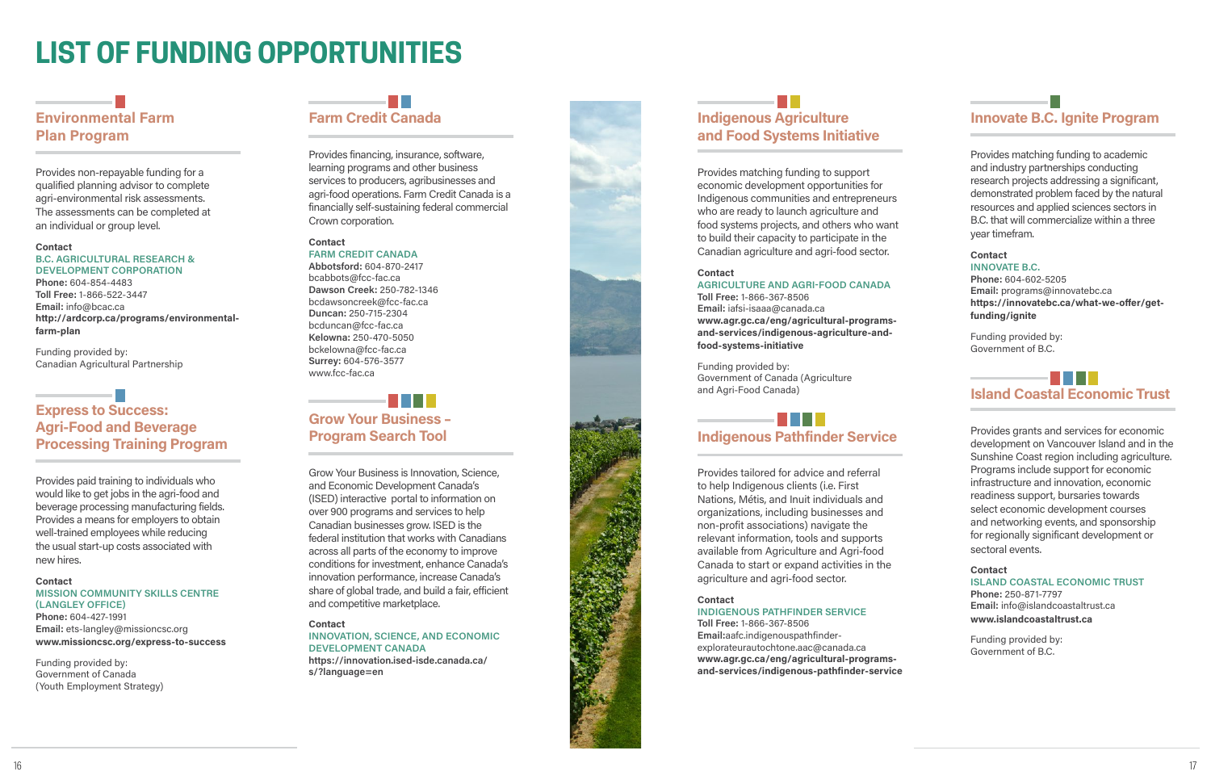# LIST OF FUNDING OPPORTUNITIES

## Environmental Farm Plan Program

Provides non-repayable funding for a qualified planning advisor to complete agri-environmental risk assessments. The assessments can be completed at an individual or group level.

**Contact**
B.C. AGRICULTURAL RESEARCH & DEVELOPMENT CORPORATION
**Phone:** 604-854-4483
**Toll Free:** 1-866-522-3447
**Email:** info@bcac.ca
**http://ardcorp.ca/programs/environmental-farm-plan**

Funding provided by:
Canadian Agricultural Partnership

## Express to Success: Agri-Food and Beverage Processing Training Program

Provides paid training to individuals who would like to get jobs in the agri-food and beverage processing manufacturing fields. Provides a means for employers to obtain well-trained employees while reducing the usual start-up costs associated with new hires.

**Contact**
MISSION COMMUNITY SKILLS CENTRE (LANGLEY OFFICE)
**Phone:** 604-427-1991
**Email:** ets-langley@missioncsc.org
**www.missioncsc.org/express-to-success**

Funding provided by:
Government of Canada
(Youth Employment Strategy)

## Farm Credit Canada

Provides financing, insurance, software, learning programs and other business services to producers, agribusinesses and agri-food operations. Farm Credit Canada is a financially self-sustaining federal commercial Crown corporation.

**Contact**
FARM CREDIT CANADA
**Abbotsford:** 604-870-2417
bcabbots@fcc-fac.ca
**Dawson Creek:** 250-782-1346
bcdawsoncreek@fcc-fac.ca
**Duncan:** 250-715-2304
bcduncan@fcc-fac.ca
**Kelowna:** 250-470-5050
bckelowna@fcc-fac.ca
**Surrey:** 604-576-3577
www.fcc-fac.ca

## Grow Your Business – Program Search Tool

Grow Your Business is Innovation, Science, and Economic Development Canada's (ISED) interactive portal to information on over 900 programs and services to help Canadian businesses grow. ISED is the federal institution that works with Canadians across all parts of the economy to improve conditions for investment, enhance Canada's innovation performance, increase Canada's share of global trade, and build a fair, efficient and competitive marketplace.

**Contact**
INNOVATION, SCIENCE, AND ECONOMIC DEVELOPMENT CANADA
**https://innovation.ised-isde.canada.ca/s/?language=en**

## Indigenous Agriculture and Food Systems Initiative

Provides matching funding to support economic development opportunities for Indigenous communities and entrepreneurs who are ready to launch agriculture and food systems projects, and others who want to build their capacity to participate in the Canadian agriculture and agri-food sector.

**Contact**
AGRICULTURE AND AGRI-FOOD CANADA
**Toll Free:** 1-866-367-8506
**Email:** iafsi-isaaa@canada.ca
**www.agr.gc.ca/eng/agricultural-programs-and-services/indigenous-agriculture-and-food-systems-initiative**

Funding provided by:
Government of Canada (Agriculture and Agri-Food Canada)

## Indigenous Pathfinder Service

Provides tailored for advice and referral to help Indigenous clients (i.e. First Nations, Métis, and Inuit individuals and organizations, including businesses and non-profit associations) navigate the relevant information, tools and supports available from Agriculture and Agri-Food Canada to start or expand activities in the agriculture and agri-food sector.

**Contact**
INDIGENOUS PATHFINDER SERVICE
**Toll Free:** 1-866-367-8506
**Email:**aafc.indigenouspathfinder-explorateurautochtone.aac@canada.ca
**www.agr.gc.ca/eng/agricultural-programs-and-services/indigenous-pathfinder-service**

## Innovate B.C. Ignite Program

Provides matching funding to academic and industry partnerships conducting research projects addressing a significant, demonstrated problem faced by the natural resources and applied sciences sectors in B.C. that will commercialize within a three year timeframe.

**Contact**
INNOVATE B.C.
**Phone:** 604-602-5205
**Email:** programs@innovatebc.ca
**https://innovatebc.ca/what-we-offer/get-funding/ignite**

Funding provided by:
Government of B.C.

## Island Coastal Economic Trust

Provides grants and services for economic development on Vancouver Island and in the Sunshine Coast region including agriculture. Programs include support for economic infrastructure and innovation, economic readiness support, bursaries towards select economic development courses and networking events, and sponsorship for regionally significant development or sectoral events.

**Contact**
ISLAND COASTAL ECONOMIC TRUST
**Phone:** 250-871-7797
**Email:** info@islandcoastaltrust.ca
**www.islandcoastaltrust.ca**

Funding provided by:
Government of B.C.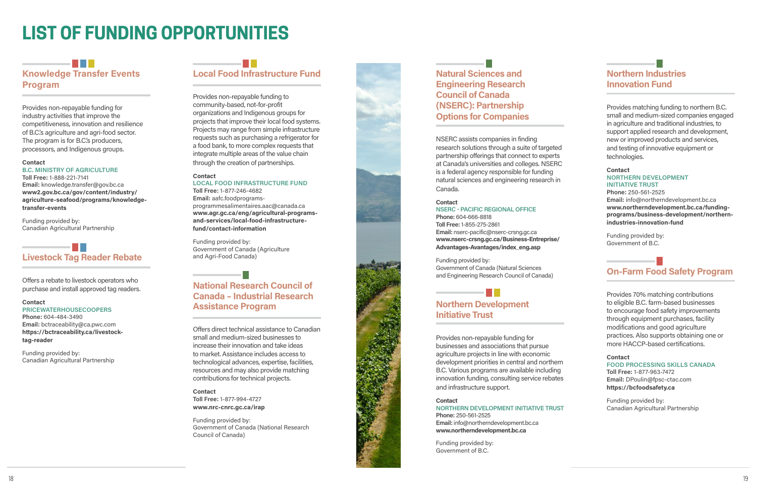# LIST OF FUNDING OPPORTUNITIES

## Knowledge Transfer Events Program

Provides non-repayable funding for industry activities that improve the competitiveness, innovation and resilience of B.C.'s agriculture and agri-food sector. The program is for B.C.'s producers, processors, and Indigenous groups.

**Contact**
B.C. MINISTRY OF AGRICULTURE
**Toll Free:** 1-888-221-7141
**Email:** knowledge.transfer@gov.bc.ca
**www2.gov.bc.ca/gov/content/industry/agriculture-seafood/programs/knowledge-transfer-events**

Funding provided by:
Canadian Agricultural Partnership

## Livestock Tag Reader Rebate

Offers a rebate to livestock operators who purchase and install approved tag readers.

**Contact**
PRICEWATERHOUSECOOPERS
**Phone:** 604-484-3490
**Email:** bctraceability@ca.pwc.com
**https://bctraceability.ca/livestock-tag-reader**

Funding provided by:
Canadian Agricultural Partnership

## Local Food Infrastructure Fund

Provides non-repayable funding to community-based, not-for-profit organizations and Indigenous groups for projects that improve their local food systems. Projects may range from simple infrastructure requests such as purchasing a refrigerator for a food bank, to more complex requests that integrate multiple areas of the value chain through the creation of partnerships.

**Contact**
LOCAL FOOD INFRASTRUCTURE FUND
**Toll Free:** 1-877-246-4682
**Email:** aafc.foodprograms-programmesalimentaires.aac@canada.ca
**www.agr.gc.ca/eng/agricultural-programs-and-services/local-food-infrastructure-fund/contact-information**

Funding provided by:
Government of Canada (Agriculture and Agri-Food Canada)

## National Research Council of Canada – Industrial Research Assistance Program

Offers direct technical assistance to Canadian small and medium-sized businesses to increase their innovation and take ideas to market. Assistance includes access to technological advances, expertise, facilities, resources and may also provide matching contributions for technical projects.

**Contact**
**Toll Free:** 1-877-994-4727
**www.nrc-cnrc.gc.ca/irap**

Funding provided by:
Government of Canada (National Research Council of Canada)

## Natural Sciences and Engineering Research Council of Canada (NSERC): Partnership Options for Companies

NSERC assists companies in finding research solutions through a suite of targeted partnership offerings that connect to experts at Canada's universities and colleges. NSERC is a federal agency responsible for funding natural sciences and engineering research in Canada.

**Contact**
NSERC - PACIFIC REGIONAL OFFICE
**Phone:** 604-666-8818
**Toll Free:** 1-855-275-2861
**Email:** nserc-pacific@nserc-crsng.gc.ca
**www.nserc-crsng.gc.ca/Business-Entreprise/Advantages-Avantages/index_eng.asp**

Funding provided by:
Government of Canada (Natural Sciences and Engineering Research Council of Canada)

## Northern Development Initiative Trust

Provides non-repayable funding for businesses and associations that pursue agriculture projects in line with economic development priorities in central and northern B.C. Various programs are available including innovation funding, consulting service rebates and infrastructure support.

**Contact**
NORTHERN DEVELOPMENT INITIATIVE TRUST
**Phone:** 250-561-2525
**Email:** info@northerndevelopment.bc.ca
**www.northerndevelopment.bc.ca**

Funding provided by:
Government of B.C.

## Northern Industries Innovation Fund

Provides matching funding to northern B.C. small and medium-sized companies engaged in agriculture and traditional industries, to support applied research and development, new or improved products and services, and testing of innovative equipment or technologies.

**Contact**
NORTHERN DEVELOPMENT INITIATIVE TRUST
**Phone:** 250-561-2525
**Email:** info@northerndevelopment.bc.ca
**www.northerndevelopment.bc.ca/funding-programs/business-development/northern-industries-innovation-fund**

Funding provided by:
Government of B.C.

## On-Farm Food Safety Program

Provides 70% matching contributions to eligible B.C. farm-based businesses to encourage food safety improvements through equipment purchases, facility modifications and good agriculture practices. Also supports obtaining one or more HACCP-based certifications.

**Contact**
FOOD PROCESSING SKILLS CANADA
**Toll Free:** 1-877-963-7472
**Email:** DPoulin@fpsc-ctac.com
**https://bcfoodsafety.ca**

Funding provided by:
Canadian Agricultural Partnership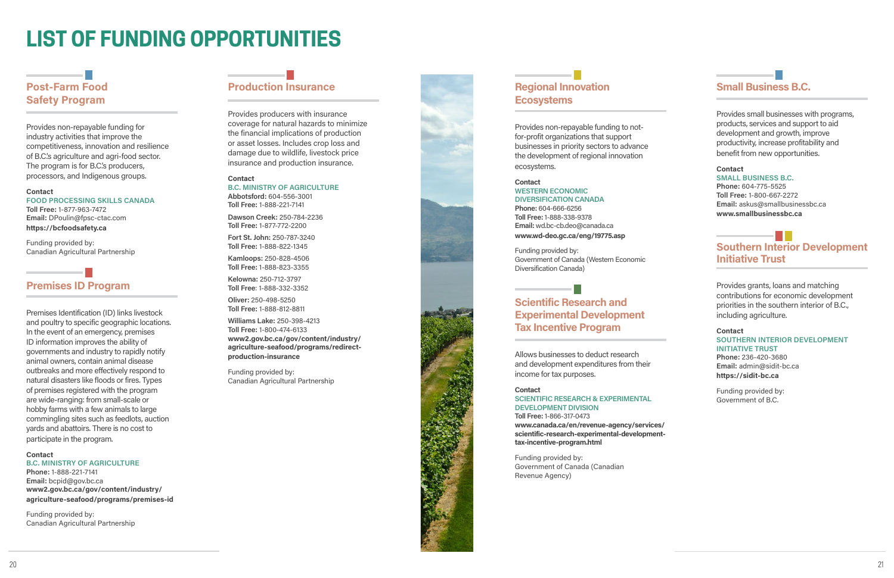# LIST OF FUNDING OPPORTUNITIES

## Post-Farm Food Safety Program

Provides non-repayable funding for industry activities that improve the competitiveness, innovation and resilience of B.C.'s agriculture and agri-food sector. The program is for B.C.'s producers, processors, and Indigenous groups.

**Contact**
FOOD PROCESSING SKILLS CANADA
**Toll Free:** 1-877-963-7472
**Email:** DPoulin@fpsc-ctac.com
**https://bcfoodsafety.ca**

Funding provided by:
Canadian Agricultural Partnership

## Premises ID Program

Premises Identification (ID) links livestock and poultry to specific geographic locations. In the event of an emergency, premises ID information improves the ability of governments and industry to rapidly notify animal owners, contain animal disease outbreaks and more effectively respond to natural disasters like floods or fires. Types of premises registered with the program are wide-ranging: from small-scale or hobby farms with a few animals to large commingling sites such as feedlots, auction yards and abattoirs. There is no cost to participate in the program.

**Contact**
B.C. MINISTRY OF AGRICULTURE
**Phone:** 1-888-221-7141
**Email:** bcpid@gov.bc.ca
**www2.gov.bc.ca/gov/content/industry/agriculture-seafood/programs/premises-id**

Funding provided by:
Canadian Agricultural Partnership

## Production Insurance

Provides producers with insurance coverage for natural hazards to minimize the financial implications of production or asset losses. Includes crop loss and damage due to wildlife, livestock price insurance and production insurance.

**Contact**
B.C. MINISTRY OF AGRICULTURE
**Abbotsford:** 604-556-3001
**Toll Free:** 1-888-221-7141

**Dawson Creek:** 250-784-2236
**Toll Free:** 1-877-772-2200

**Fort St. John:** 250-787-3240
**Toll Free:** 1-888-822-1345

**Kamloops:** 250-828-4506
**Toll Free:** 1-888-823-3355

**Kelowna:** 250-712-3797
**Toll Free:** 1-888-332-3352

**Oliver:** 250-498-5250
**Toll Free:** 1-888-812-8811

**Williams Lake:** 250-398-4213
**Toll Free:** 1-800-474-6133
**www2.gov.bc.ca/gov/content/industry/agriculture-seafood/programs/redirect-production-insurance**

Funding provided by:
Canadian Agricultural Partnership

## Regional Innovation Ecosystems

Provides non-repayable funding to not-for-profit organizations that support businesses in priority sectors to advance the development of regional innovation ecosystems.

**Contact**
WESTERN ECONOMIC DIVERSIFICATION CANADA
**Phone:** 604-666-6256
**Toll Free:** 1-888-338-9378
**Email:** wd.bc-cb.deo@canada.ca
**www.wd-deo.gc.ca/eng/19775.asp**

Funding provided by:
Government of Canada (Western Economic Diversification Canada)

## Scientific Research and Experimental Development Tax Incentive Program

Allows businesses to deduct research and development expenditures from their income for tax purposes.

**Contact**
SCIENTIFIC RESEARCH & EXPERIMENTAL DEVELOPMENT DIVISION
**Toll Free:** 1-866-317-0473
**www.canada.ca/en/revenue-agency/services/scientific-research-experimental-development-tax-incentive-program.html**

Funding provided by:
Government of Canada (Canadian Revenue Agency)

## Small Business B.C.

Provides small businesses with programs, products, services and support to aid development and growth, improve productivity, increase profitability and benefit from new opportunities.

**Contact**
SMALL BUSINESS B.C.
**Phone:** 604-775-5525
**Toll Free:** 1-800-667-2272
**Email:** askus@smallbusinessbc.ca
**www.smallbusinessbc.ca**

## Southern Interior Development Initiative Trust

Provides grants, loans and matching contributions for economic development priorities in the southern interior of B.C., including agriculture.

**Contact**
SOUTHERN INTERIOR DEVELOPMENT INITIATIVE TRUST
**Phone:** 236-420-3680
**Email:** admin@sidit-bc.ca
**https://sidit-bc.ca**

Funding provided by:
Government of B.C.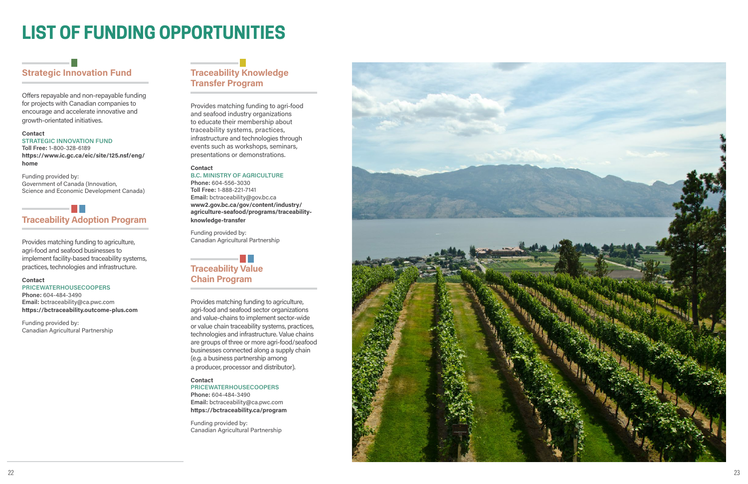# LIST OF FUNDING OPPORTUNITIES

## Strategic Innovation Fund

Offers repayable and non-repayable funding for projects with Canadian companies to encourage and accelerate innovative and growth-orientated initiatives.

**Contact**
STRATEGIC INNOVATION FUND
**Toll Free:** 1-800-328-6189
**https://www.ic.gc.ca/eic/site/125.nsf/eng/home**

Funding provided by:
Government of Canada (Innovation, Science and Economic Development Canada)

## Traceability Adoption Program

Provides matching funding to agriculture, agri-food and seafood businesses to implement facility-based traceability systems, practices, technologies and infrastructure.

**Contact**
PRICEWATERHOUSECOOPERS
**Phone:** 604-484-3490
**Email:** bctraceability@ca.pwc.com
**https://bctraceability.outcome-plus.com**

Funding provided by:
Canadian Agricultural Partnership

## Traceability Knowledge Transfer Program

Provides matching funding to agri-food and seafood industry organizations to educate their membership about traceability systems, practices, infrastructure and technologies through events such as workshops, seminars, presentations or demonstrations.

**Contact**
B.C. MINISTRY OF AGRICULTURE
**Phone:** 604-556-3030
**Toll Free:** 1-888-221-7141
**Email:** bctraceability@gov.bc.ca
**www2.gov.bc.ca/gov/content/industry/agriculture-seafood/programs/traceability-knowledge-transfer**

Funding provided by:
Canadian Agricultural Partnership

## Traceability Value Chain Program

Provides matching funding to agriculture, agri-food and seafood sector organizations and value-chains to implement sector-wide or value chain traceability systems, practices, technologies and infrastructure. Value chains are groups of three or more agri-food/seafood businesses connected along a supply chain (e.g. a business partnership among a producer, processor and distributor).

**Contact**
PRICEWATERHOUSECOOPERS
**Phone:** 604-484-3490
**Email:** bctraceability@ca.pwc.com
**https://bctraceability.ca/program**

Funding provided by:
Canadian Agricultural Partnership